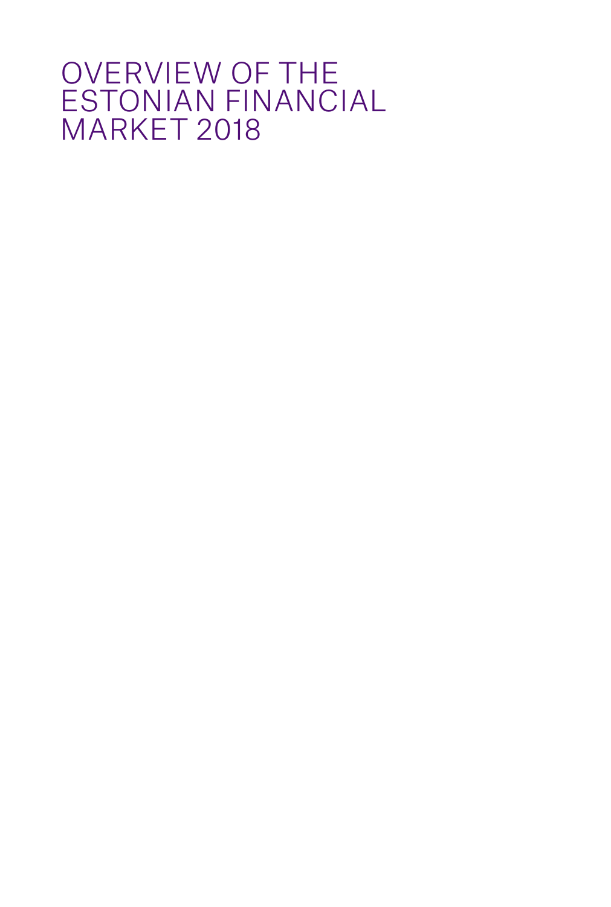# OVERVIEW OF THE ESTONIAN FINANCIAL MARKET 2018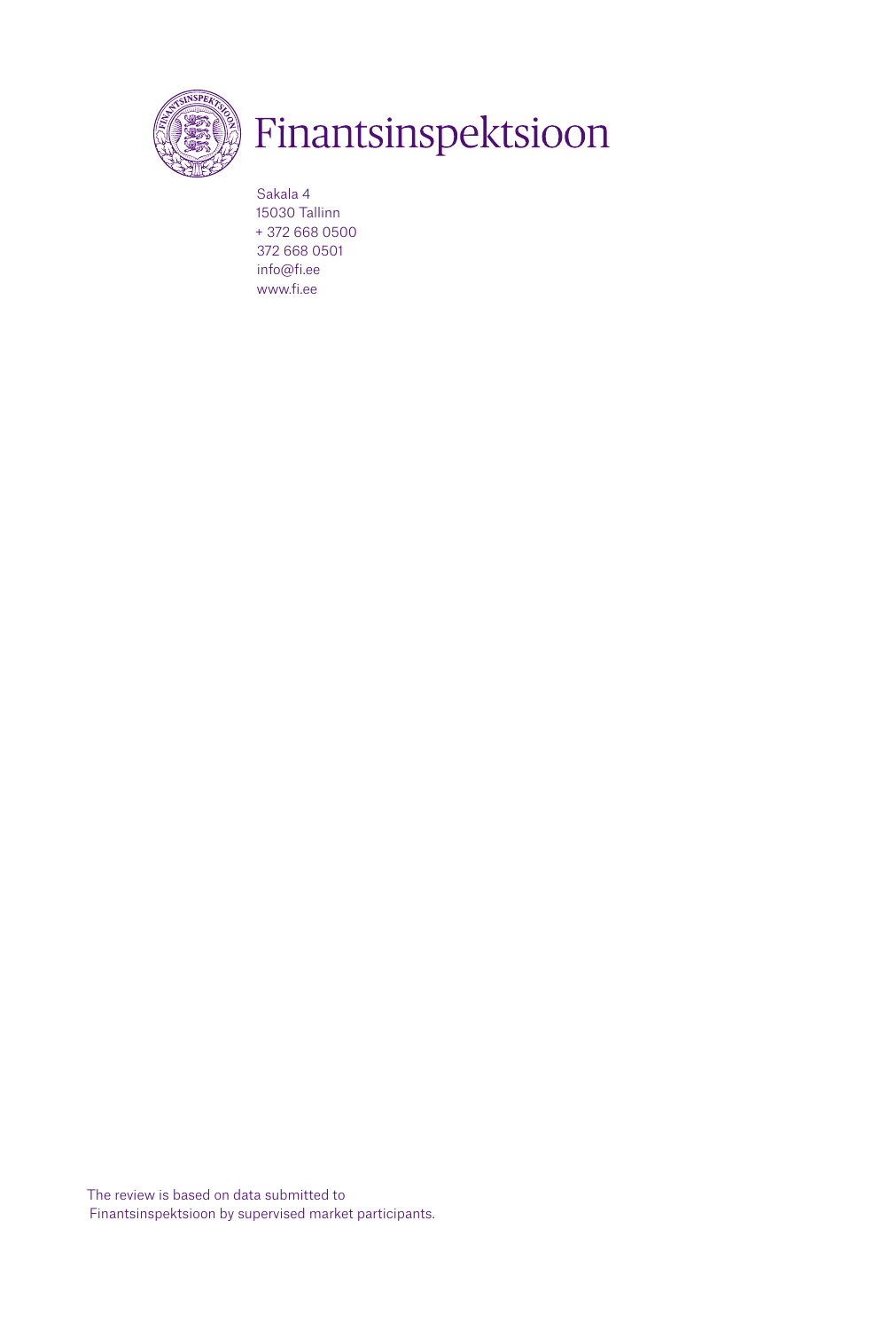# Finantsinspektsioon

Sakala 4
15030 Tallinn
+ 372 668 0500
372 668 0501
info@fi.ee
www.fi.ee

The review is based on data submitted to Finantsinspektsioon by supervised market participants.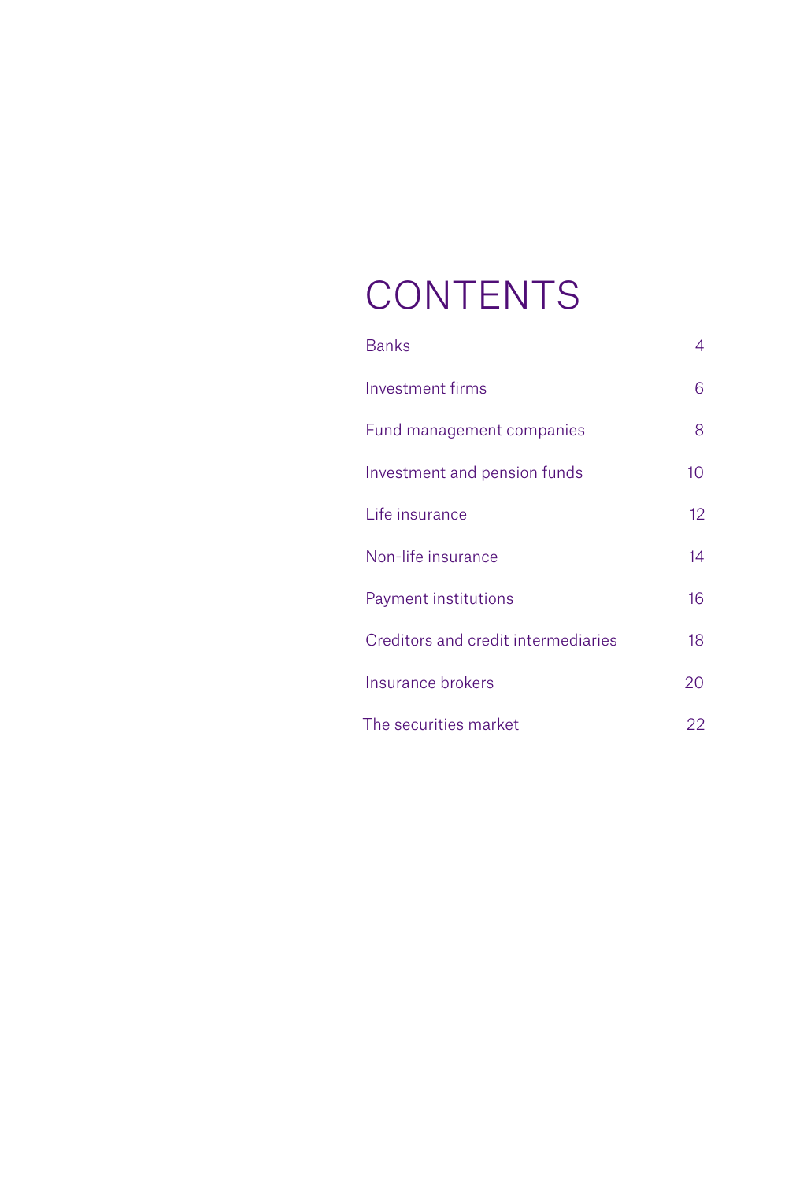# CONTENTS

| | |
|---|---|
| Banks | 4 |
| Investment firms | 6 |
| Fund management companies | 8 |
| Investment and pension funds | 10 |
| Life insurance | 12 |
| Non-life insurance | 14 |
| Payment institutions | 16 |
| Creditors and credit intermediaries | 18 |
| Insurance brokers | 20 |
| The securities market | 22 |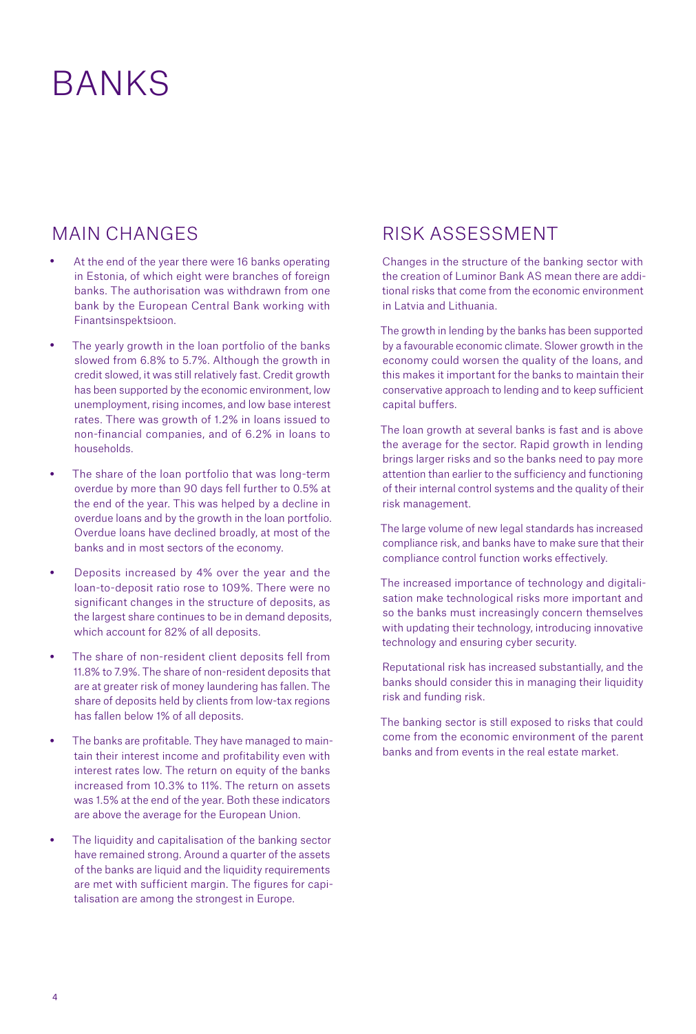# BANKS

## MAIN CHANGES

- At the end of the year there were 16 banks operating in Estonia, of which eight were branches of foreign banks. The authorisation was withdrawn from one bank by the European Central Bank working with Finantsinspektsioon.
- The yearly growth in the loan portfolio of the banks slowed from 6.8% to 5.7%. Although the growth in credit slowed, it was still relatively fast. Credit growth has been supported by the economic environment, low unemployment, rising incomes, and low base interest rates. There was growth of 1.2% in loans issued to non-financial companies, and of 6.2% in loans to households.
- The share of the loan portfolio that was long-term overdue by more than 90 days fell further to 0.5% at the end of the year. This was helped by a decline in overdue loans and by the growth in the loan portfolio. Overdue loans have declined broadly, at most of the banks and in most sectors of the economy.
- Deposits increased by 4% over the year and the loan-to-deposit ratio rose to 109%. There were no significant changes in the structure of deposits, as the largest share continues to be in demand deposits, which account for 82% of all deposits.
- The share of non-resident client deposits fell from 11.8% to 7.9%. The share of non-resident deposits that are at greater risk of money laundering has fallen. The share of deposits held by clients from low-tax regions has fallen below 1% of all deposits.
- The banks are profitable. They have managed to maintain their interest income and profitability even with interest rates low. The return on equity of the banks increased from 10.3% to 11%. The return on assets was 1.5% at the end of the year. Both these indicators are above the average for the European Union.
- The liquidity and capitalisation of the banking sector have remained strong. Around a quarter of the assets of the banks are liquid and the liquidity requirements are met with sufficient margin. The figures for capitalisation are among the strongest in Europe.

## RISK ASSESSMENT

Changes in the structure of the banking sector with the creation of Luminor Bank AS mean there are additional risks that come from the economic environment in Latvia and Lithuania.

The growth in lending by the banks has been supported by a favourable economic climate. Slower growth in the economy could worsen the quality of the loans, and this makes it important for the banks to maintain their conservative approach to lending and to keep sufficient capital buffers.

The loan growth at several banks is fast and is above the average for the sector. Rapid growth in lending brings larger risks and so the banks need to pay more attention than earlier to the sufficiency and functioning of their internal control systems and the quality of their risk management.

The large volume of new legal standards has increased compliance risk, and banks have to make sure that their compliance control function works effectively.

The increased importance of technology and digitalisation make technological risks more important and so the banks must increasingly concern themselves with updating their technology, introducing innovative technology and ensuring cyber security.

Reputational risk has increased substantially, and the banks should consider this in managing their liquidity risk and funding risk.

The banking sector is still exposed to risks that could come from the economic environment of the parent banks and from events in the real estate market.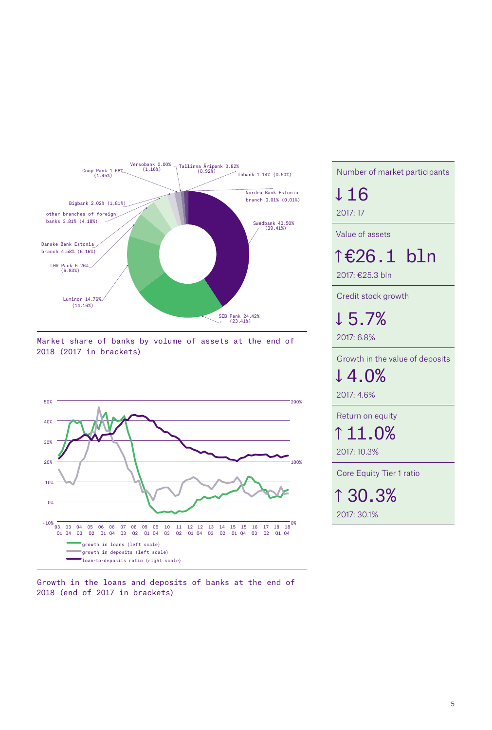Coop Pank 1.68% (1.45%)
Versobank 0.00% (1.16%)
Tallinna Äripank 0.82% (0.92%)
Inbank 1.14% (0.50%)
Nordea Bank Estonia branch 0.01% (0.01%)
Bigbank 2.02% (1.81%)
other branches of foreign banks 3.81% (4.18%)
Swedbank 40.50% (39.41%)
Danske Bank Estonia branch 4.58% (6.16%)
LHV Pank 6.26% (6.83%)
Luminor 14.76% (14.16%)
SEB Pank 24.42% (23.41%)

Market share of banks by volume of assets at the end of 2018 (2017 in brackets)

- growth in loans (left scale)
- growth in deposits (left scale)
- loan-to-deposits ratio (right scale)

Growth in the loans and deposits of banks at the end of 2018 (end of 2017 in brackets)

Number of market participants

↓ 16

2017: 17

Value of assets

↑ €26.1 bln

2017: €25.3 bln

Credit stock growth

↓ 5.7%

2017: 6.8%

Growth in the value of deposits

↓ 4.0%

2017: 4.6%

Return on equity

↑ 11.0%

2017: 10.3%

Core Equity Tier 1 ratio

↑ 30.3%

2017: 30.1%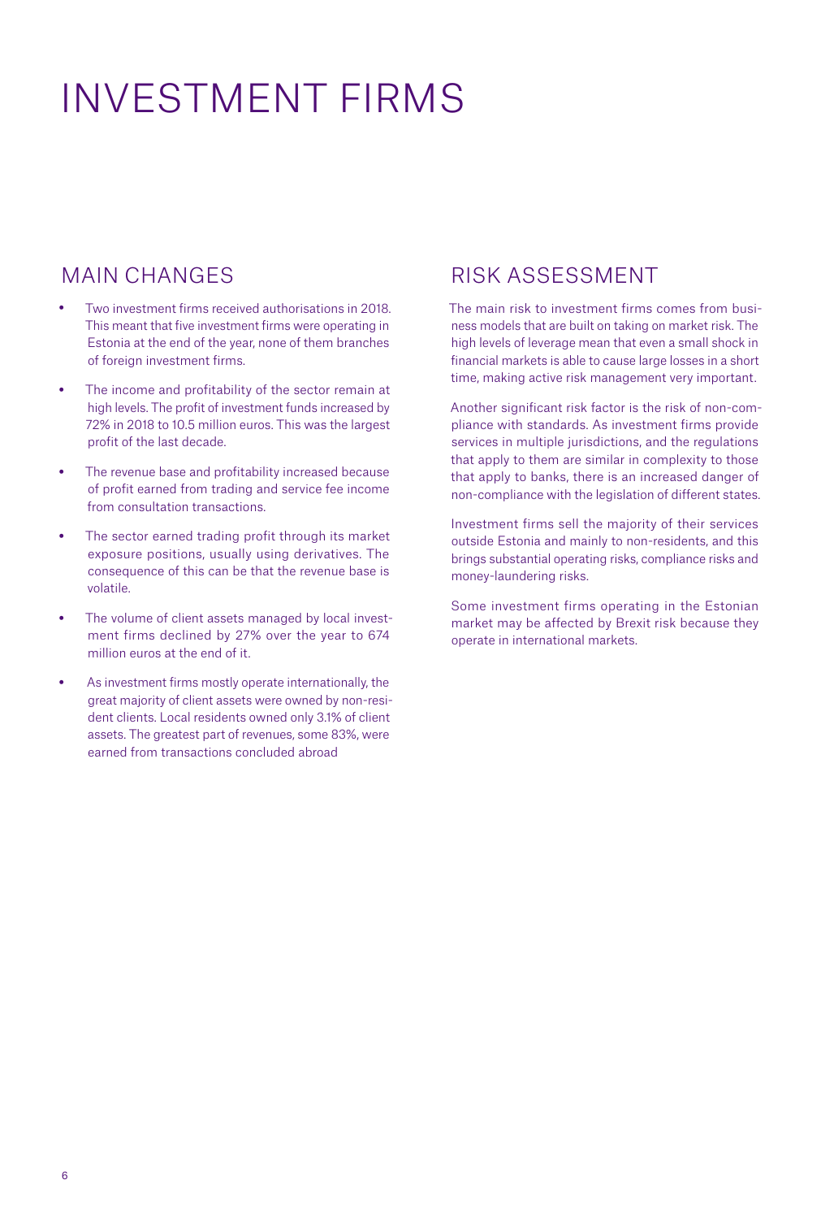# INVESTMENT FIRMS

## MAIN CHANGES

- Two investment firms received authorisations in 2018. This meant that five investment firms were operating in Estonia at the end of the year, none of them branches of foreign investment firms.
- The income and profitability of the sector remain at high levels. The profit of investment funds increased by 72% in 2018 to 10.5 million euros. This was the largest profit of the last decade.
- The revenue base and profitability increased because of profit earned from trading and service fee income from consultation transactions.
- The sector earned trading profit through its market exposure positions, usually using derivatives. The consequence of this can be that the revenue base is volatile.
- The volume of client assets managed by local investment firms declined by 27% over the year to 674 million euros at the end of it.
- As investment firms mostly operate internationally, the great majority of client assets were owned by non-resident clients. Local residents owned only 3.1% of client assets. The greatest part of revenues, some 83%, were earned from transactions concluded abroad

## RISK ASSESSMENT

The main risk to investment firms comes from business models that are built on taking on market risk. The high levels of leverage mean that even a small shock in financial markets is able to cause large losses in a short time, making active risk management very important.

Another significant risk factor is the risk of non-compliance with standards. As investment firms provide services in multiple jurisdictions, and the regulations that apply to them are similar in complexity to those that apply to banks, there is an increased danger of non-compliance with the legislation of different states.

Investment firms sell the majority of their services outside Estonia and mainly to non-residents, and this brings substantial operating risks, compliance risks and money-laundering risks.

Some investment firms operating in the Estonian market may be affected by Brexit risk because they operate in international markets.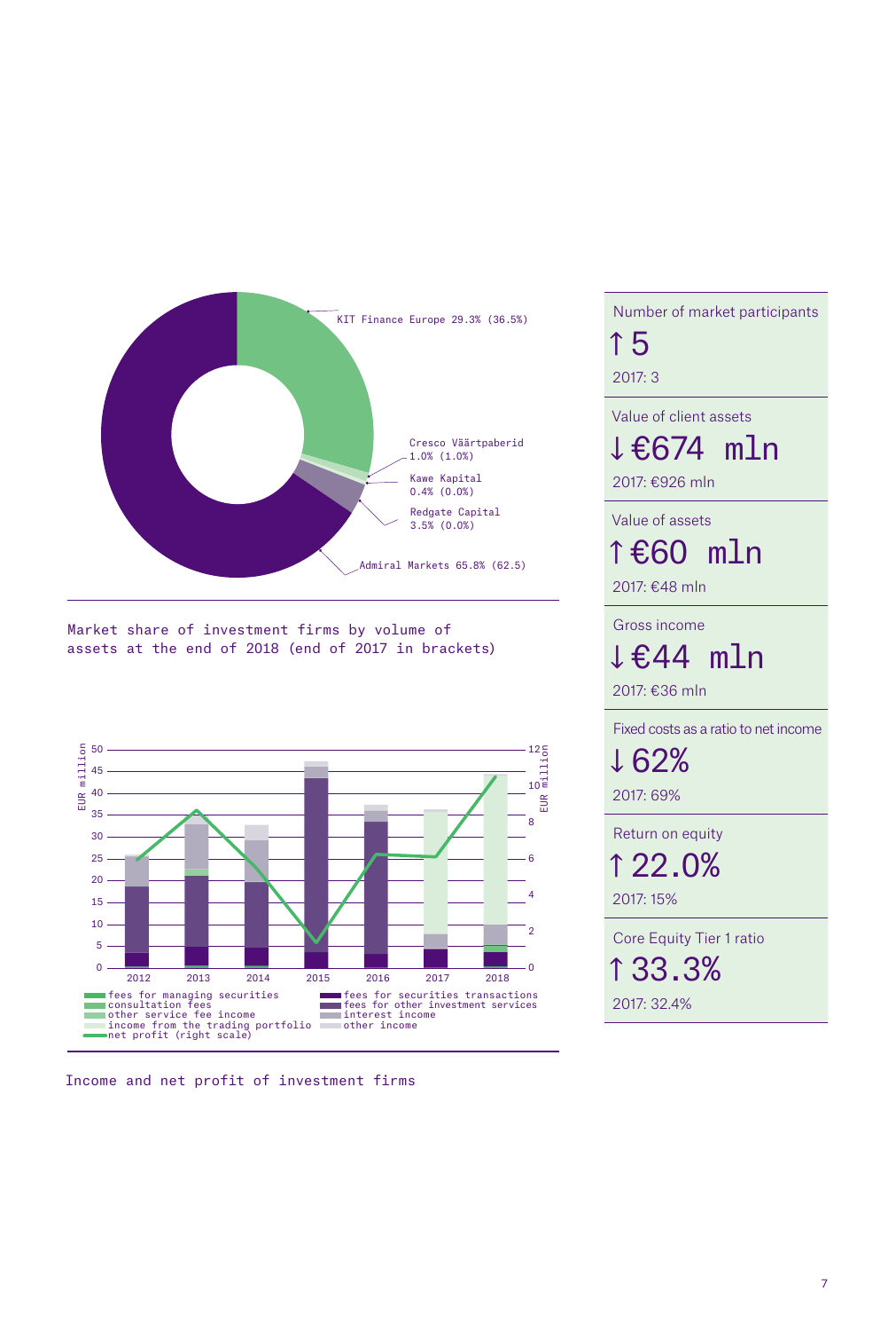KIT Finance Europe 29.3% (36.5%)

Cresco Väärtpaberid 1.0% (1.0%)

Kawe Kapital 0.4% (0.0%)

Redgate Capital 3.5% (0.0%)

Admiral Markets 65.8% (62.5)

Market share of investment firms by volume of assets at the end of 2018 (end of 2017 in brackets)

EUR million

- fees for managing securities
- consultation fees
- other service fee income
- income from the trading portfolio
- net profit (right scale)
- fees for securities transactions
- fees for other investment services
- interest income
- other income

Income and net profit of investment firms

| Indicator | 2018 | 2017 |
|---|---|---|
| Number of market participants | ↑ 5 | 2017: 3 |
| Value of client assets | ↓ €674 mln | 2017: €926 mln |
| Value of assets | ↑ €60 mln | 2017: €48 mln |
| Gross income | ↓ €44 mln | 2017: €36 mln |
| Fixed costs as a ratio to net income | ↓ 62% | 2017: 69% |
| Return on equity | ↑ 22.0% | 2017: 15% |
| Core Equity Tier 1 ratio | ↑ 33.3% | 2017: 32.4% |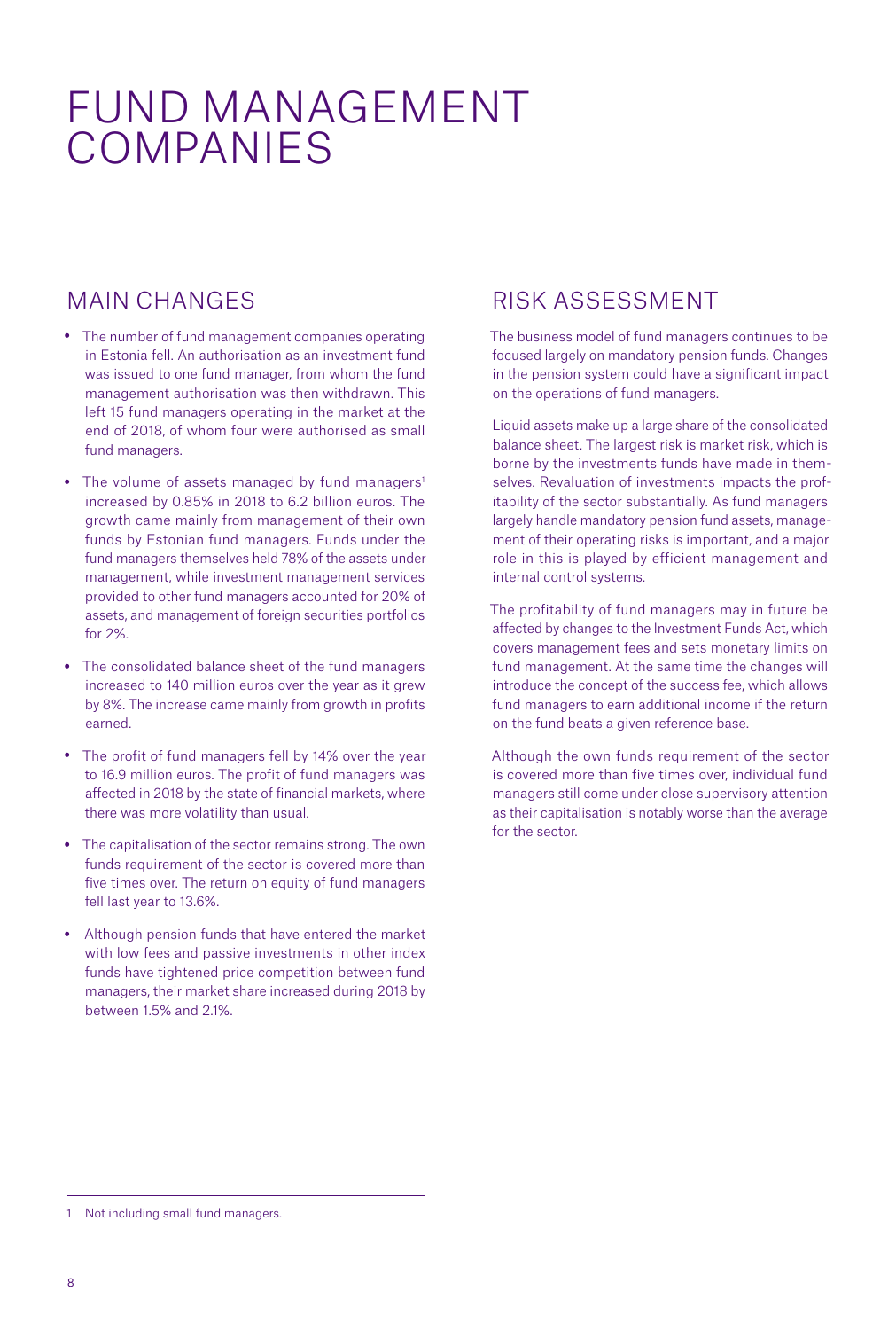# FUND MANAGEMENT COMPANIES

## MAIN CHANGES

- The number of fund management companies operating in Estonia fell. An authorisation as an investment fund was issued to one fund manager, from whom the fund management authorisation was then withdrawn. This left 15 fund managers operating in the market at the end of 2018, of whom four were authorised as small fund managers.
- The volume of assets managed by fund managers[1] increased by 0.85% in 2018 to 6.2 billion euros. The growth came mainly from management of their own funds by Estonian fund managers. Funds under the fund managers themselves held 78% of the assets under management, while investment management services provided to other fund managers accounted for 20% of assets, and management of foreign securities portfolios for 2%.
- The consolidated balance sheet of the fund managers increased to 140 million euros over the year as it grew by 8%. The increase came mainly from growth in profits earned.
- The profit of fund managers fell by 14% over the year to 16.9 million euros. The profit of fund managers was affected in 2018 by the state of financial markets, where there was more volatility than usual.
- The capitalisation of the sector remains strong. The own funds requirement of the sector is covered more than five times over. The return on equity of fund managers fell last year to 13.6%.
- Although pension funds that have entered the market with low fees and passive investments in other index funds have tightened price competition between fund managers, their market share increased during 2018 by between 1.5% and 2.1%.

## RISK ASSESSMENT

The business model of fund managers continues to be focused largely on mandatory pension funds. Changes in the pension system could have a significant impact on the operations of fund managers.

Liquid assets make up a large share of the consolidated balance sheet. The largest risk is market risk, which is borne by the investments funds have made in themselves. Revaluation of investments impacts the profitability of the sector substantially. As fund managers largely handle mandatory pension fund assets, management of their operating risks is important, and a major role in this is played by efficient management and internal control systems.

The profitability of fund managers may in future be affected by changes to the Investment Funds Act, which covers management fees and sets monetary limits on fund management. At the same time the changes will introduce the concept of the success fee, which allows fund managers to earn additional income if the return on the fund beats a given reference base.

Although the own funds requirement of the sector is covered more than five times over, individual fund managers still come under close supervisory attention as their capitalisation is notably worse than the average for the sector.

---

1 Not including small fund managers.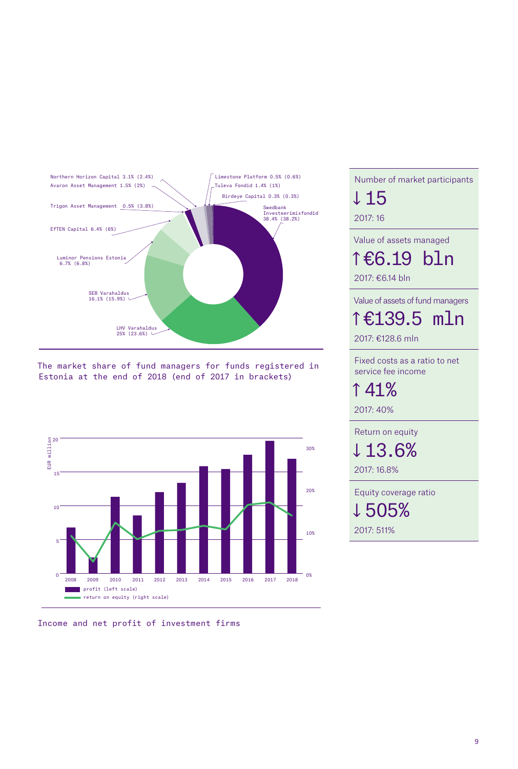Northern Horizon Capital 3.1% (2.4%)
Avaron Asset Management 1.5% (2%)
Trigon Asset Management 0.5% (3.8%)
EfTEN Capital 6.4% (6%)
Luminor Pensions Estonia 6.7% (6.8%)
SEB Varahaldus 16.1% (15.9%)
LHV Varahaldus 25% (23.6%)
Limestone Platform 0.5% (0.6%)
Tuleva Fondid 1.4% (1%)
Birdeye Capital 0.3% (0.3%)
Swedbank Investeerimisfondid 38.4% (38.2%)

The market share of fund managers for funds registered in Estonia at the end of 2018 (end of 2017 in brackets)

EUR million

profit (left scale)
return on equity (right scale)

Income and net profit of investment firms

Number of market participants

↓ 15

2017: 16

Value of assets managed

↑ €6.19 bln

2017: €6.14 bln

Value of assets of fund managers

↑ €139.5 mln

2017: €128.6 mln

Fixed costs as a ratio to net service fee income

↑ 41%

2017: 40%

Return on equity

↓ 13.6%

2017: 16.8%

Equity coverage ratio

↓ 505%

2017: 511%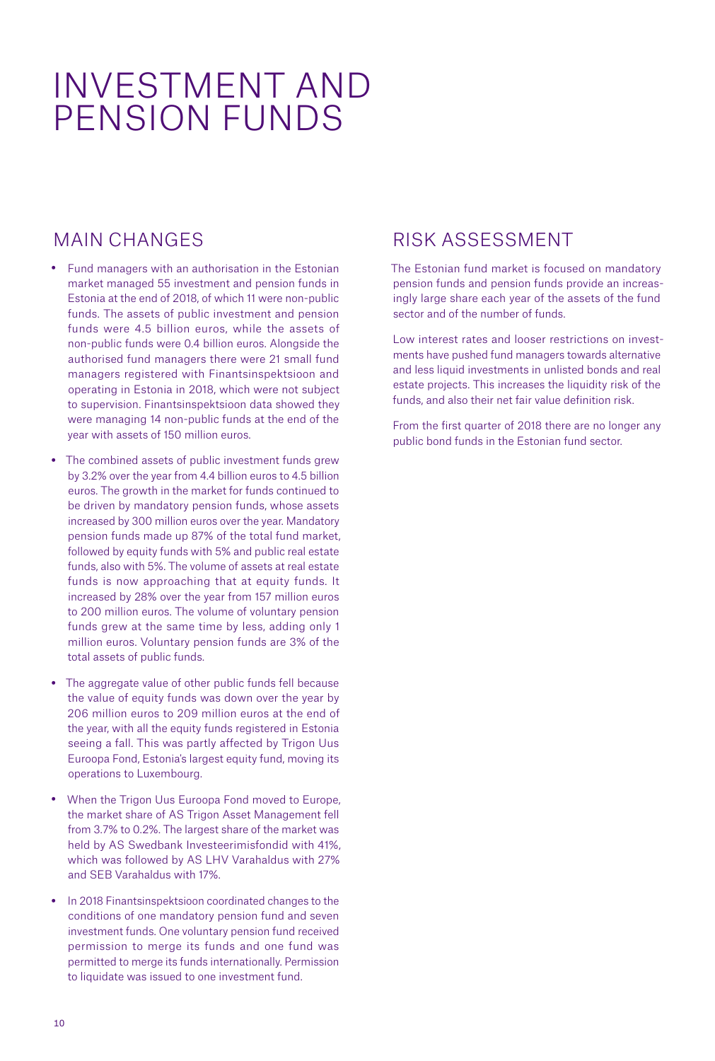# INVESTMENT AND PENSION FUNDS

## MAIN CHANGES

- Fund managers with an authorisation in the Estonian market managed 55 investment and pension funds in Estonia at the end of 2018, of which 11 were non-public funds. The assets of public investment and pension funds were 4.5 billion euros, while the assets of non-public funds were 0.4 billion euros. Alongside the authorised fund managers there were 21 small fund managers registered with Finantsinspektsioon and operating in Estonia in 2018, which were not subject to supervision. Finantsinspektsioon data showed they were managing 14 non-public funds at the end of the year with assets of 150 million euros.
- The combined assets of public investment funds grew by 3.2% over the year from 4.4 billion euros to 4.5 billion euros. The growth in the market for funds continued to be driven by mandatory pension funds, whose assets increased by 300 million euros over the year. Mandatory pension funds made up 87% of the total fund market, followed by equity funds with 5% and public real estate funds, also with 5%. The volume of assets at real estate funds is now approaching that at equity funds. It increased by 28% over the year from 157 million euros to 200 million euros. The volume of voluntary pension funds grew at the same time by less, adding only 1 million euros. Voluntary pension funds are 3% of the total assets of public funds.
- The aggregate value of other public funds fell because the value of equity funds was down over the year by 206 million euros to 209 million euros at the end of the year, with all the equity funds registered in Estonia seeing a fall. This was partly affected by Trigon Uus Euroopa Fond, Estonia's largest equity fund, moving its operations to Luxembourg.
- When the Trigon Uus Euroopa Fond moved to Europe, the market share of AS Trigon Asset Management fell from 3.7% to 0.2%. The largest share of the market was held by AS Swedbank Investeerimisfondid with 41%, which was followed by AS LHV Varahaldus with 27% and SEB Varahaldus with 17%.
- In 2018 Finantsinspektsioon coordinated changes to the conditions of one mandatory pension fund and seven investment funds. One voluntary pension fund received permission to merge its funds and one fund was permitted to merge its funds internationally. Permission to liquidate was issued to one investment fund.

## RISK ASSESSMENT

The Estonian fund market is focused on mandatory pension funds and pension funds provide an increasingly large share each year of the assets of the fund sector and of the number of funds.

Low interest rates and looser restrictions on investments have pushed fund managers towards alternative and less liquid investments in unlisted bonds and real estate projects. This increases the liquidity risk of the funds, and also their net fair value definition risk.

From the first quarter of 2018 there are no longer any public bond funds in the Estonian fund sector.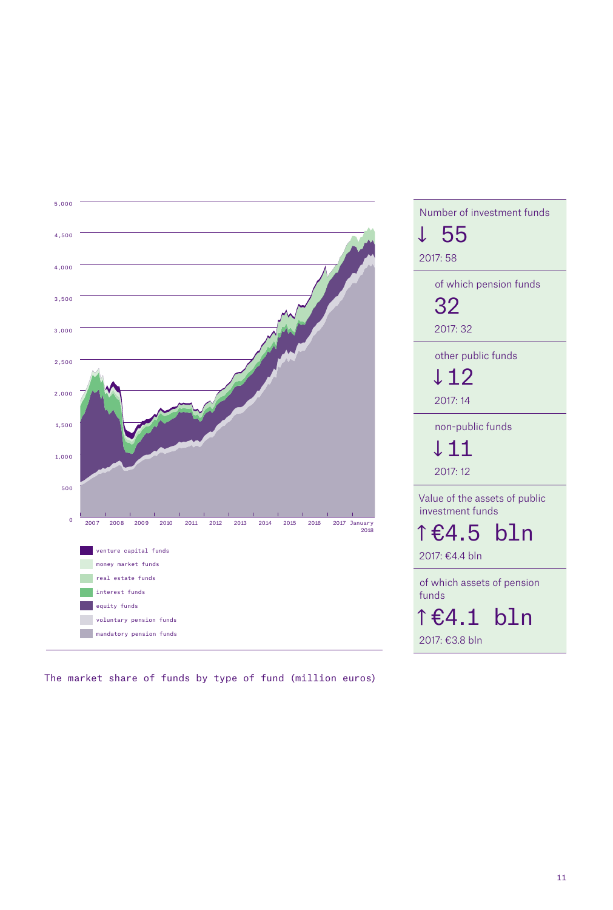5,000

4,500

4,000

3,500

3,000

2,500

2,000

1,500

1,000

500

0

2007 2008 2009 2010 2011 2012 2013 2014 2015 2016 2017 January 2018

- venture capital funds
- money market funds
- real estate funds
- interest funds
- equity funds
- voluntary pension funds
- mandatory pension funds

The market share of funds by type of fund (million euros)

Number of investment funds

↓ 55

2017: 58

of which pension funds

32

2017: 32

other public funds

↓ 12

2017: 14

non-public funds

↓ 11

2017: 12

Value of the assets of public investment funds

↑ €4.5 bln

2017: €4.4 bln

of which assets of pension funds

↑ €4.1 bln

2017: €3.8 bln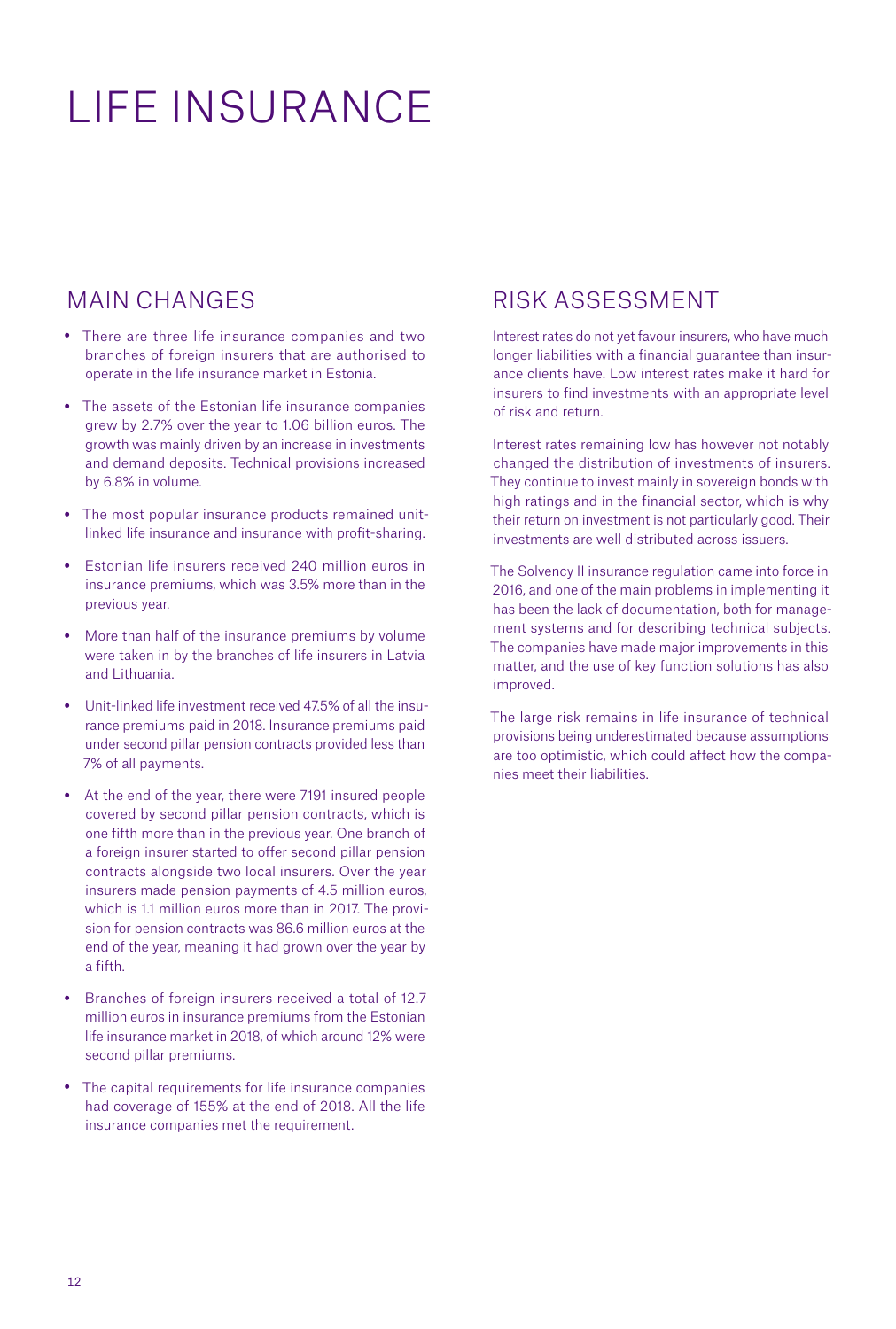# LIFE INSURANCE

## MAIN CHANGES

- There are three life insurance companies and two branches of foreign insurers that are authorised to operate in the life insurance market in Estonia.
- The assets of the Estonian life insurance companies grew by 2.7% over the year to 1.06 billion euros. The growth was mainly driven by an increase in investments and demand deposits. Technical provisions increased by 6.8% in volume.
- The most popular insurance products remained unit-linked life insurance and insurance with profit-sharing.
- Estonian life insurers received 240 million euros in insurance premiums, which was 3.5% more than in the previous year.
- More than half of the insurance premiums by volume were taken in by the branches of life insurers in Latvia and Lithuania.
- Unit-linked life investment received 47.5% of all the insurance premiums paid in 2018. Insurance premiums paid under second pillar pension contracts provided less than 7% of all payments.
- At the end of the year, there were 7191 insured people covered by second pillar pension contracts, which is one fifth more than in the previous year. One branch of a foreign insurer started to offer second pillar pension contracts alongside two local insurers. Over the year insurers made pension payments of 4.5 million euros, which is 1.1 million euros more than in 2017. The provision for pension contracts was 86.6 million euros at the end of the year, meaning it had grown over the year by a fifth.
- Branches of foreign insurers received a total of 12.7 million euros in insurance premiums from the Estonian life insurance market in 2018, of which around 12% were second pillar premiums.
- The capital requirements for life insurance companies had coverage of 155% at the end of 2018. All the life insurance companies met the requirement.

## RISK ASSESSMENT

Interest rates do not yet favour insurers, who have much longer liabilities with a financial guarantee than insurance clients have. Low interest rates make it hard for insurers to find investments with an appropriate level of risk and return.

Interest rates remaining low has however not notably changed the distribution of investments of insurers. They continue to invest mainly in sovereign bonds with high ratings and in the financial sector, which is why their return on investment is not particularly good. Their investments are well distributed across issuers.

The Solvency II insurance regulation came into force in 2016, and one of the main problems in implementing it has been the lack of documentation, both for management systems and for describing technical subjects. The companies have made major improvements in this matter, and the use of key function solutions has also improved.

The large risk remains in life insurance of technical provisions being underestimated because assumptions are too optimistic, which could affect how the companies meet their liabilities.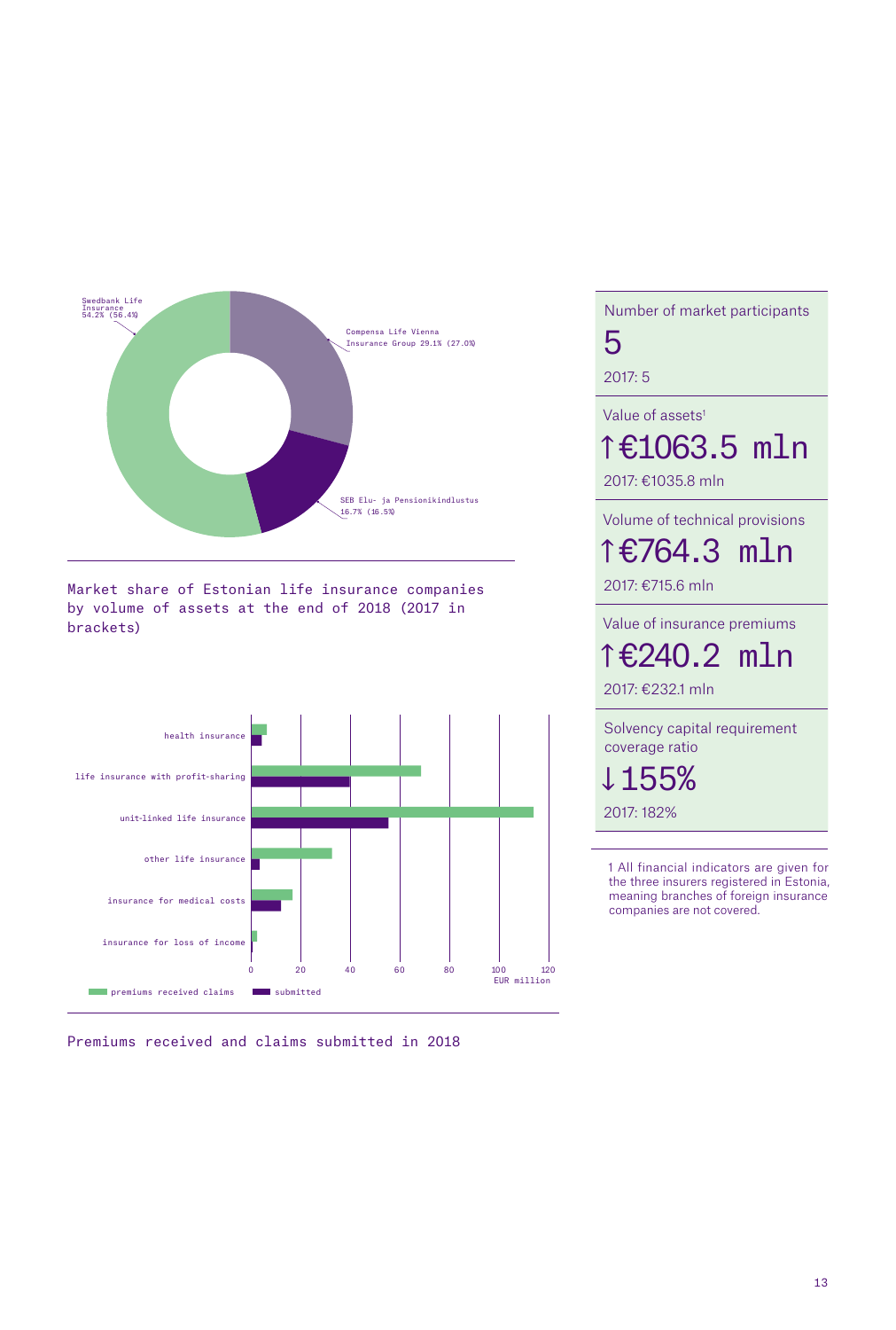Swedbank Life Insurance 54.2% (56.4%)

Compensa Life Vienna Insurance Group 29.1% (27.0%)

SEB Elu- ja Pensionikindlustus 16.7% (16.5%)

Market share of Estonian life insurance companies by volume of assets at the end of 2018 (2017 in brackets)

health insurance

life insurance with profit-sharing

unit-linked life insurance

other life insurance

insurance for medical costs

insurance for loss of income

0 20 40 60 80 100 120 EUR million

premiums received claims submitted

Premiums received and claims submitted in 2018

Number of market participants

5

2017: 5

Value of assets[1]

↑€1063.5 mln

2017: €1035.8 mln

Volume of technical provisions

↑€764.3 mln

2017: €715.6 mln

Value of insurance premiums

↑€240.2 mln

2017: €232.1 mln

Solvency capital requirement coverage ratio

↓155%

2017: 182%

1 All financial indicators are given for the three insurers registered in Estonia, meaning branches of foreign insurance companies are not covered.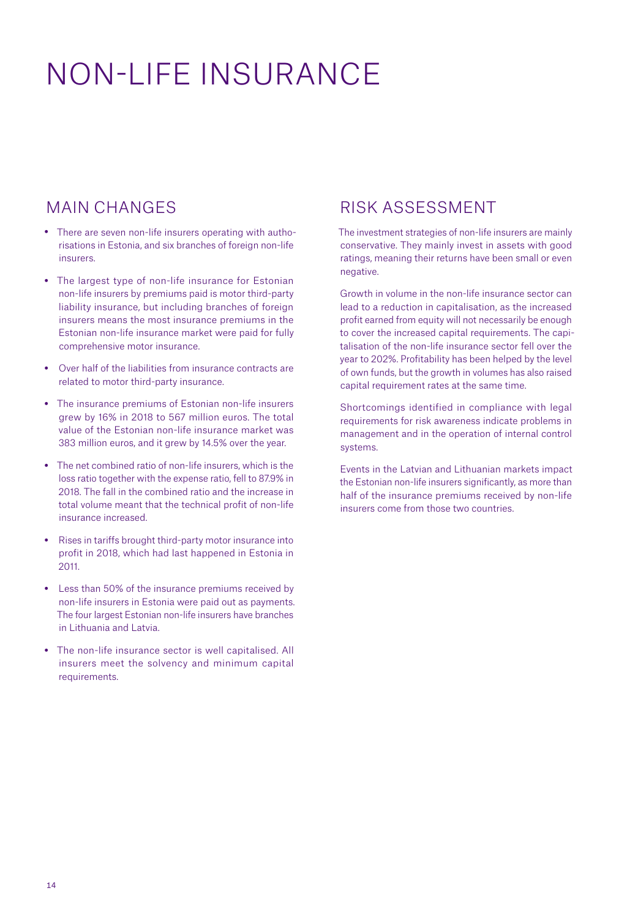# NON-LIFE INSURANCE

## MAIN CHANGES

- There are seven non-life insurers operating with authorisations in Estonia, and six branches of foreign non-life insurers.
- The largest type of non-life insurance for Estonian non-life insurers by premiums paid is motor third-party liability insurance, but including branches of foreign insurers means the most insurance premiums in the Estonian non-life insurance market were paid for fully comprehensive motor insurance.
- Over half of the liabilities from insurance contracts are related to motor third-party insurance.
- The insurance premiums of Estonian non-life insurers grew by 16% in 2018 to 567 million euros. The total value of the Estonian non-life insurance market was 383 million euros, and it grew by 14.5% over the year.
- The net combined ratio of non-life insurers, which is the loss ratio together with the expense ratio, fell to 87.9% in 2018. The fall in the combined ratio and the increase in total volume meant that the technical profit of non-life insurance increased.
- Rises in tariffs brought third-party motor insurance into profit in 2018, which had last happened in Estonia in 2011.
- Less than 50% of the insurance premiums received by non-life insurers in Estonia were paid out as payments. The four largest Estonian non-life insurers have branches in Lithuania and Latvia.
- The non-life insurance sector is well capitalised. All insurers meet the solvency and minimum capital requirements.

## RISK ASSESSMENT

The investment strategies of non-life insurers are mainly conservative. They mainly invest in assets with good ratings, meaning their returns have been small or even negative.

Growth in volume in the non-life insurance sector can lead to a reduction in capitalisation, as the increased profit earned from equity will not necessarily be enough to cover the increased capital requirements. The capitalisation of the non-life insurance sector fell over the year to 202%. Profitability has been helped by the level of own funds, but the growth in volumes has also raised capital requirement rates at the same time.

Shortcomings identified in compliance with legal requirements for risk awareness indicate problems in management and in the operation of internal control systems.

Events in the Latvian and Lithuanian markets impact the Estonian non-life insurers significantly, as more than half of the insurance premiums received by non-life insurers come from those two countries.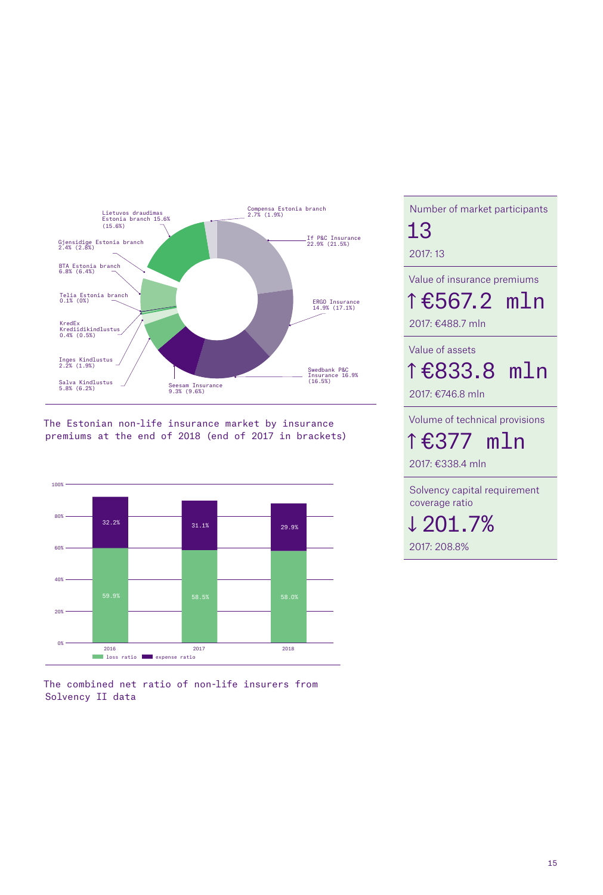Lietuvos draudimas Estonia branch 15.6% (15.6%)

Compensa Estonia branch 2.7% (1.9%)

Gjensidige Estonia branch 2.4% (2.8%)

If P&C Insurance 22.9% (21.5%)

BTA Estonia branch 6.8% (6.4%)

ERGO Insurance 14.9% (17.1%)

Telia Estonia branch 0.1% (0%)

KredEx Krediidikindlustus 0.4% (0.5%)

Inges Kindlustus 2.2% (1.9%)

Swedbank P&C Insurance 16.9% (16.5%)

Salva Kindlustus 5.8% (6.2%)

Seesam Insurance 9.3% (9.6%)

The Estonian non-life insurance market by insurance premiums at the end of 2018 (end of 2017 in brackets)

| Year | loss ratio | expense ratio |
|---|---|---|
| 2016 | 59.9% | 32.2% |
| 2017 | 58.5% | 31.1% |
| 2018 | 58.0% | 29.9% |

The combined net ratio of non-life insurers from Solvency II data

Number of market participants

13

2017: 13

Value of insurance premiums

↑ €567.2 mln

2017: €488.7 mln

Value of assets

↑ €833.8 mln

2017: €746.8 mln

Volume of technical provisions

↑ €377 mln

2017: €338.4 mln

Solvency capital requirement coverage ratio

↓ 201.7%

2017: 208.8%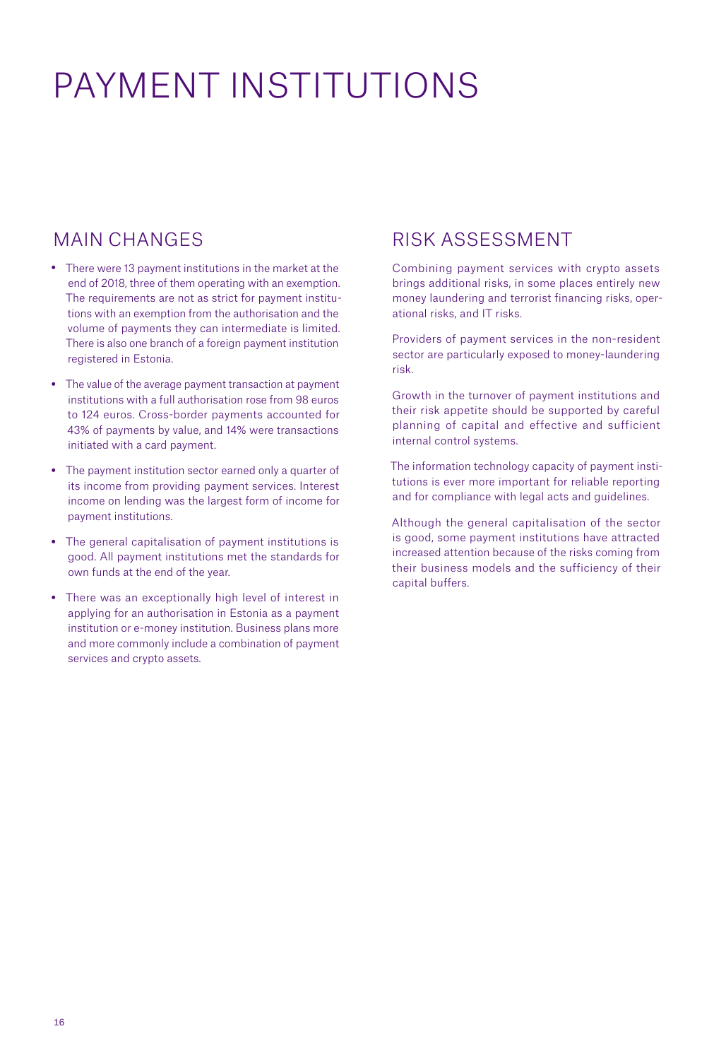# PAYMENT INSTITUTIONS

## MAIN CHANGES

- There were 13 payment institutions in the market at the end of 2018, three of them operating with an exemption. The requirements are not as strict for payment institutions with an exemption from the authorisation and the volume of payments they can intermediate is limited. There is also one branch of a foreign payment institution registered in Estonia.
- The value of the average payment transaction at payment institutions with a full authorisation rose from 98 euros to 124 euros. Cross-border payments accounted for 43% of payments by value, and 14% were transactions initiated with a card payment.
- The payment institution sector earned only a quarter of its income from providing payment services. Interest income on lending was the largest form of income for payment institutions.
- The general capitalisation of payment institutions is good. All payment institutions met the standards for own funds at the end of the year.
- There was an exceptionally high level of interest in applying for an authorisation in Estonia as a payment institution or e-money institution. Business plans more and more commonly include a combination of payment services and crypto assets.

## RISK ASSESSMENT

Combining payment services with crypto assets brings additional risks, in some places entirely new money laundering and terrorist financing risks, operational risks, and IT risks.

Providers of payment services in the non-resident sector are particularly exposed to money-laundering risk.

Growth in the turnover of payment institutions and their risk appetite should be supported by careful planning of capital and effective and sufficient internal control systems.

The information technology capacity of payment institutions is ever more important for reliable reporting and for compliance with legal acts and guidelines.

Although the general capitalisation of the sector is good, some payment institutions have attracted increased attention because of the risks coming from their business models and the sufficiency of their capital buffers.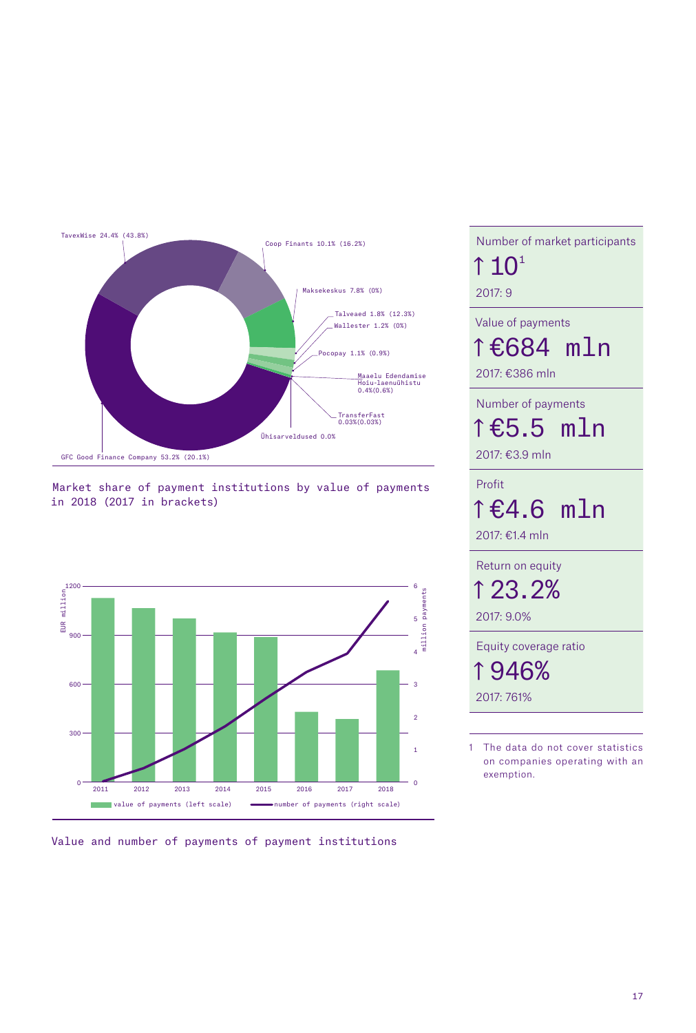TavexWise 24.4% (43.8%)

Coop Finants 10.1% (16.2%)

Maksekeskus 7.8% (0%)

Talveaed 1.8% (12.3%)

Wallester 1.2% (0%)

Pocopay 1.1% (0.9%)

Maaelu Edendamise Hoiu-laenuühistu 0.4%(0.6%)

TransferFast 0.03%(0.03%)

Ühisarveldused 0.0%

GFC Good Finance Company 53.2% (20.1%)

Market share of payment institutions by value of payments in 2018 (2017 in brackets)

| Year | Value of payments (EUR million, left scale) | Number of payments (million payments, right scale) |
|---|---|---|
| 2011 | ~1130 | ~0.0 |
| 2012 | ~1070 | ~0.4 |
| 2013 | ~1010 | ~1.0 |
| 2014 | ~920 | ~1.7 |
| 2015 | ~890 | ~2.6 |
| 2016 | ~430 | ~3.4 |
| 2017 | ~386 | ~3.9 |
| 2018 | ~684 | ~5.5 |

Value and number of payments of payment institutions

Number of market participants

↑ 10[1]

2017: 9

Value of payments

↑ €684 mln

2017: €386 mln

Number of payments

↑ €5.5 mln

2017: €3.9 mln

Profit

↑ €4.6 mln

2017: €1.4 mln

Return on equity

↑ 23.2%

2017: 9.0%

Equity coverage ratio

↑ 946%

2017: 761%

1 The data do not cover statistics on companies operating with an exemption.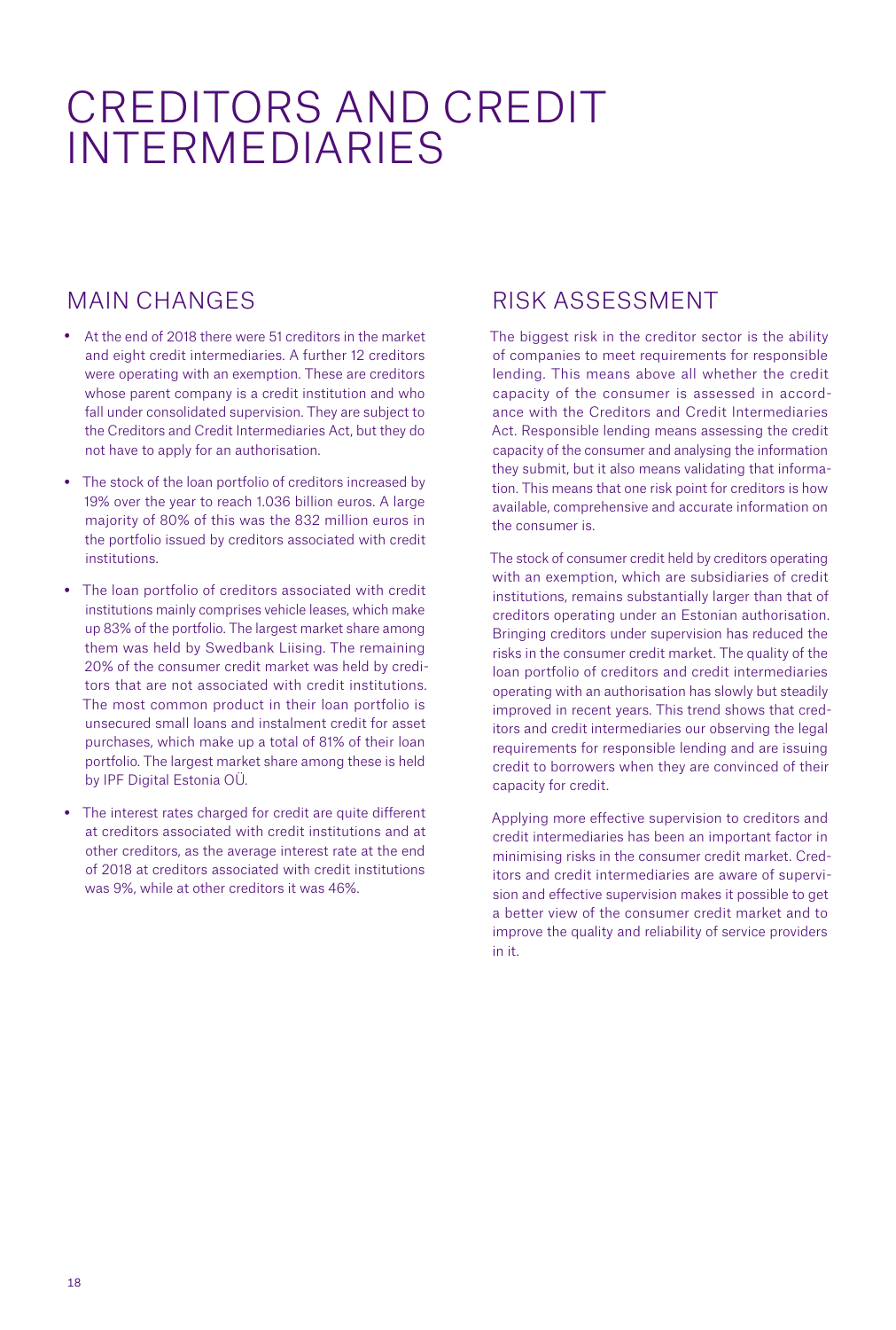# CREDITORS AND CREDIT INTERMEDIARIES

## MAIN CHANGES

- At the end of 2018 there were 51 creditors in the market and eight credit intermediaries. A further 12 creditors were operating with an exemption. These are creditors whose parent company is a credit institution and who fall under consolidated supervision. They are subject to the Creditors and Credit Intermediaries Act, but they do not have to apply for an authorisation.
- The stock of the loan portfolio of creditors increased by 19% over the year to reach 1.036 billion euros. A large majority of 80% of this was the 832 million euros in the portfolio issued by creditors associated with credit institutions.
- The loan portfolio of creditors associated with credit institutions mainly comprises vehicle leases, which make up 83% of the portfolio. The largest market share among them was held by Swedbank Liising. The remaining 20% of the consumer credit market was held by creditors that are not associated with credit institutions. The most common product in their loan portfolio is unsecured small loans and instalment credit for asset purchases, which make up a total of 81% of their loan portfolio. The largest market share among these is held by IPF Digital Estonia OÜ.
- The interest rates charged for credit are quite different at creditors associated with credit institutions and at other creditors, as the average interest rate at the end of 2018 at creditors associated with credit institutions was 9%, while at other creditors it was 46%.

## RISK ASSESSMENT

The biggest risk in the creditor sector is the ability of companies to meet requirements for responsible lending. This means above all whether the credit capacity of the consumer is assessed in accordance with the Creditors and Credit Intermediaries Act. Responsible lending means assessing the credit capacity of the consumer and analysing the information they submit, but it also means validating that information. This means that one risk point for creditors is how available, comprehensive and accurate information on the consumer is.

The stock of consumer credit held by creditors operating with an exemption, which are subsidiaries of credit institutions, remains substantially larger than that of creditors operating under an Estonian authorisation. Bringing creditors under supervision has reduced the risks in the consumer credit market. The quality of the loan portfolio of creditors and credit intermediaries operating with an authorisation has slowly but steadily improved in recent years. This trend shows that creditors and credit intermediaries our observing the legal requirements for responsible lending and are issuing credit to borrowers when they are convinced of their capacity for credit.

Applying more effective supervision to creditors and credit intermediaries has been an important factor in minimising risks in the consumer credit market. Creditors and credit intermediaries are aware of supervision and effective supervision makes it possible to get a better view of the consumer credit market and to improve the quality and reliability of service providers in it.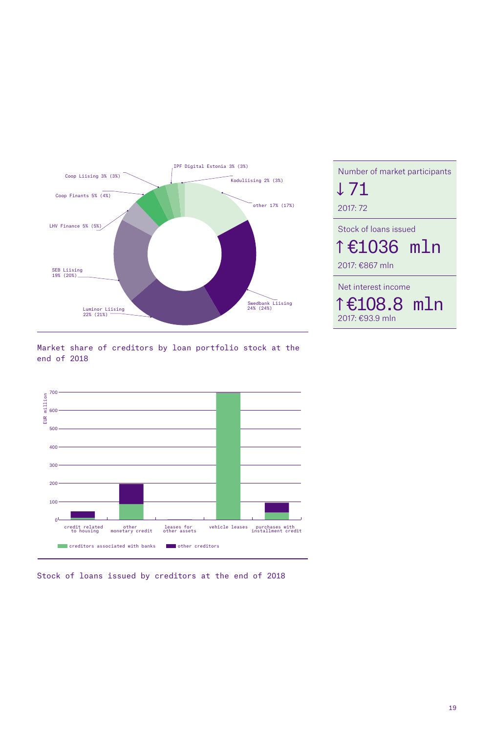Coop Liising 3% (3%)

IPF Digital Estonia 3% (3%)

Koduliising 2% (3%)

Coop Finants 5% (4%)

other 17% (17%)

LHV Finance 5% (5%)

SEB Liising 19% (20%)

Swedbank Liising 24% (24%)

Luminor Liising 22% (21%)

Market share of creditors by loan portfolio stock at the end of 2018

EUR million

700, 600, 500, 400, 300, 200, 100, 0

credit related to housing | other monetary credit | leases for other assets | vehicle leases | purchases with installment credit

creditors associated with banks | other creditors

Stock of loans issued by creditors at the end of 2018

Number of market participants

↓ 71

2017: 72

Stock of loans issued

↑ €1036 mln

2017: €867 mln

Net interest income

↑ €108.8 mln

2017: €93.9 mln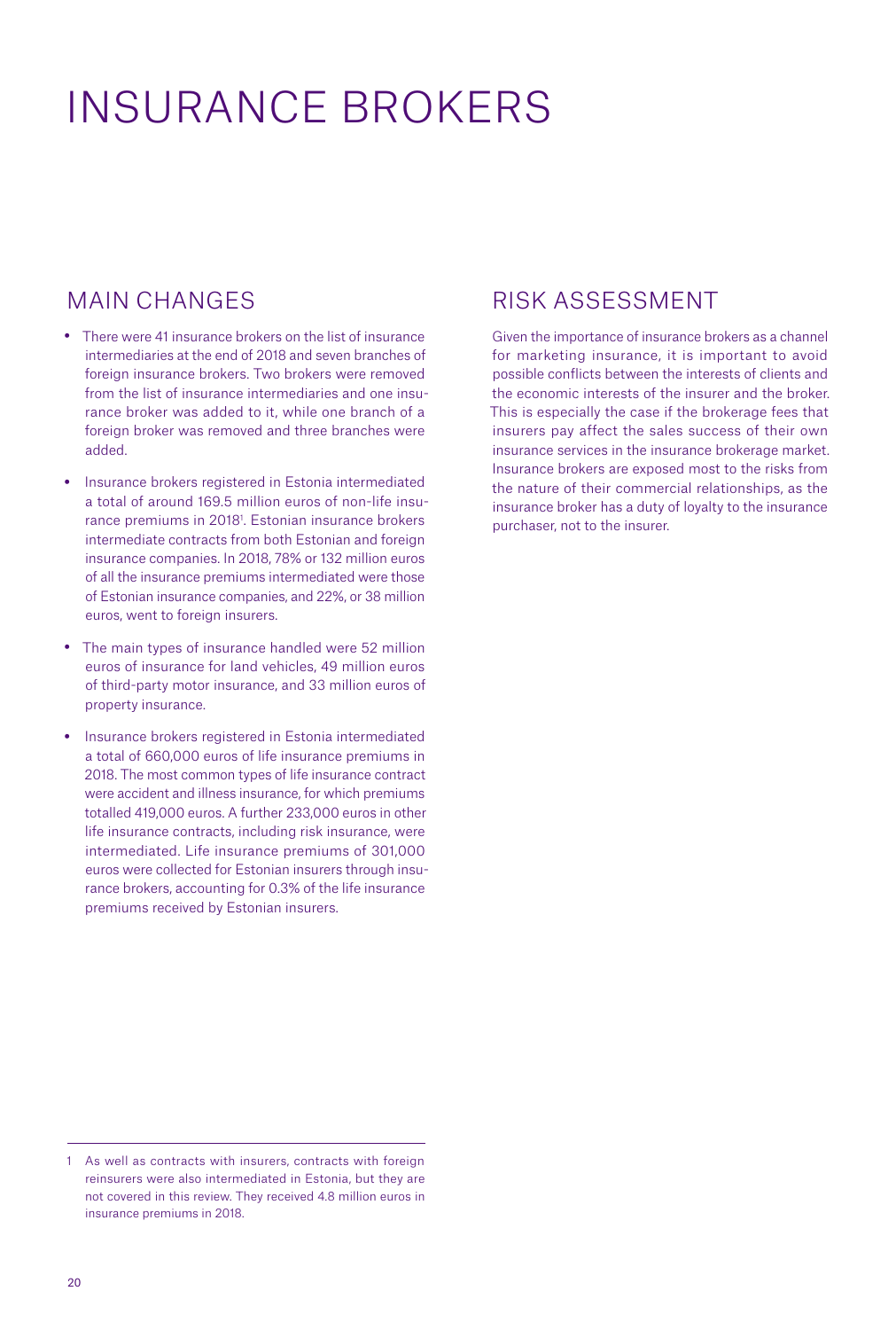# INSURANCE BROKERS

## MAIN CHANGES

- There were 41 insurance brokers on the list of insurance intermediaries at the end of 2018 and seven branches of foreign insurance brokers. Two brokers were removed from the list of insurance intermediaries and one insurance broker was added to it, while one branch of a foreign broker was removed and three branches were added.
- Insurance brokers registered in Estonia intermediated a total of around 169.5 million euros of non-life insurance premiums in 2018[1]. Estonian insurance brokers intermediate contracts from both Estonian and foreign insurance companies. In 2018, 78% or 132 million euros of all the insurance premiums intermediated were those of Estonian insurance companies, and 22%, or 38 million euros, went to foreign insurers.
- The main types of insurance handled were 52 million euros of insurance for land vehicles, 49 million euros of third-party motor insurance, and 33 million euros of property insurance.
- Insurance brokers registered in Estonia intermediated a total of 660,000 euros of life insurance premiums in 2018. The most common types of life insurance contract were accident and illness insurance, for which premiums totalled 419,000 euros. A further 233,000 euros in other life insurance contracts, including risk insurance, were intermediated. Life insurance premiums of 301,000 euros were collected for Estonian insurers through insurance brokers, accounting for 0.3% of the life insurance premiums received by Estonian insurers.

## RISK ASSESSMENT

Given the importance of insurance brokers as a channel for marketing insurance, it is important to avoid possible conflicts between the interests of clients and the economic interests of the insurer and the broker. This is especially the case if the brokerage fees that insurers pay affect the sales success of their own insurance services in the insurance brokerage market. Insurance brokers are exposed most to the risks from the nature of their commercial relationships, as the insurance broker has a duty of loyalty to the insurance purchaser, not to the insurer.

---

[1] As well as contracts with insurers, contracts with foreign reinsurers were also intermediated in Estonia, but they are not covered in this review. They received 4.8 million euros in insurance premiums in 2018.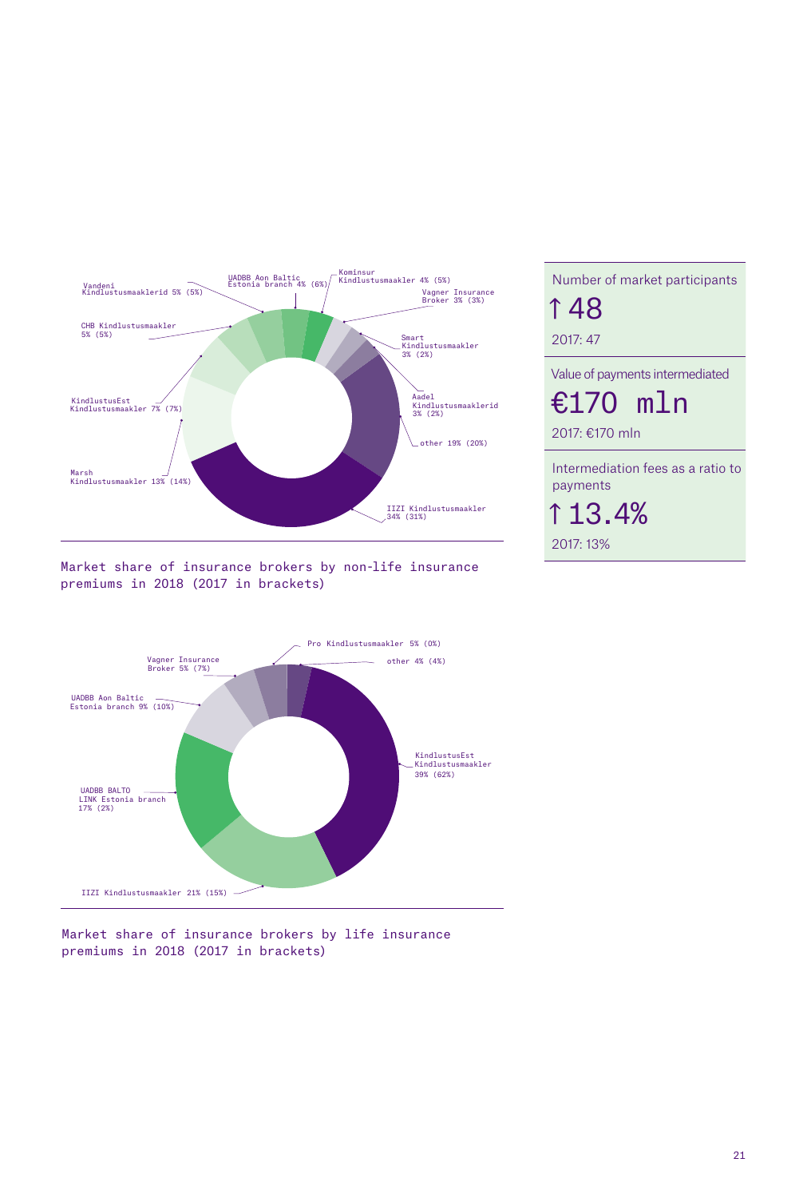Vandeni Kindlustusmaaklerid 5% (5%)

UADBB Aon Baltic Estonia branch 4% (6%)

Kominsur Kindlustusmaakler 4% (5%)

Vagner Insurance Broker 3% (3%)

CHB Kindlustusmaakler 5% (5%)

Smart Kindlustusmaakler 3% (2%)

Aadel Kindlustusmaaklerid 3% (2%)

KindlustusEst Kindlustusmaakler 7% (7%)

other 19% (20%)

Marsh Kindlustusmaakler 13% (14%)

IIZI Kindlustusmaakler 34% (31%)

Market share of insurance brokers by non-life insurance premiums in 2018 (2017 in brackets)

Pro Kindlustusmaakler 5% (0%)

Vagner Insurance Broker 5% (7%)

other 4% (4%)

UADBB Aon Baltic Estonia branch 9% (10%)

KindlustusEst Kindlustusmaakler 39% (62%)

UADBB BALTO LINK Estonia branch 17% (2%)

IIZI Kindlustusmaakler 21% (15%)

Market share of insurance brokers by life insurance premiums in 2018 (2017 in brackets)

Number of market participants

↑ 48

2017: 47

Value of payments intermediated

€170 mln

2017: €170 mln

Intermediation fees as a ratio to payments

↑ 13.4%

2017: 13%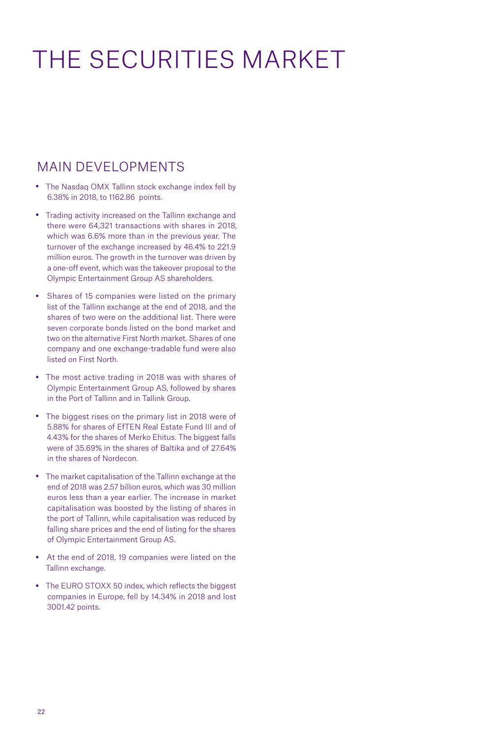# THE SECURITIES MARKET

## MAIN DEVELOPMENTS

- The Nasdaq OMX Tallinn stock exchange index fell by 6.38% in 2018, to 1162.86 points.
- Trading activity increased on the Tallinn exchange and there were 64,321 transactions with shares in 2018, which was 6.6% more than in the previous year. The turnover of the exchange increased by 46.4% to 221.9 million euros. The growth in the turnover was driven by a one-off event, which was the takeover proposal to the Olympic Entertainment Group AS shareholders.
- Shares of 15 companies were listed on the primary list of the Tallinn exchange at the end of 2018, and the shares of two were on the additional list. There were seven corporate bonds listed on the bond market and two on the alternative First North market. Shares of one company and one exchange-tradable fund were also listed on First North.
- The most active trading in 2018 was with shares of Olympic Entertainment Group AS, followed by shares in the Port of Tallinn and in Tallink Group.
- The biggest rises on the primary list in 2018 were of 5.88% for shares of EfTEN Real Estate Fund III and of 4.43% for the shares of Merko Ehitus. The biggest falls were of 35.69% in the shares of Baltika and of 27.64% in the shares of Nordecon.
- The market capitalisation of the Tallinn exchange at the end of 2018 was 2.57 billion euros, which was 30 million euros less than a year earlier. The increase in market capitalisation was boosted by the listing of shares in the port of Tallinn, while capitalisation was reduced by falling share prices and the end of listing for the shares of Olympic Entertainment Group AS.
- At the end of 2018, 19 companies were listed on the Tallinn exchange.
- The EURO STOXX 50 index, which reflects the biggest companies in Europe, fell by 14.34% in 2018 and lost 3001.42 points.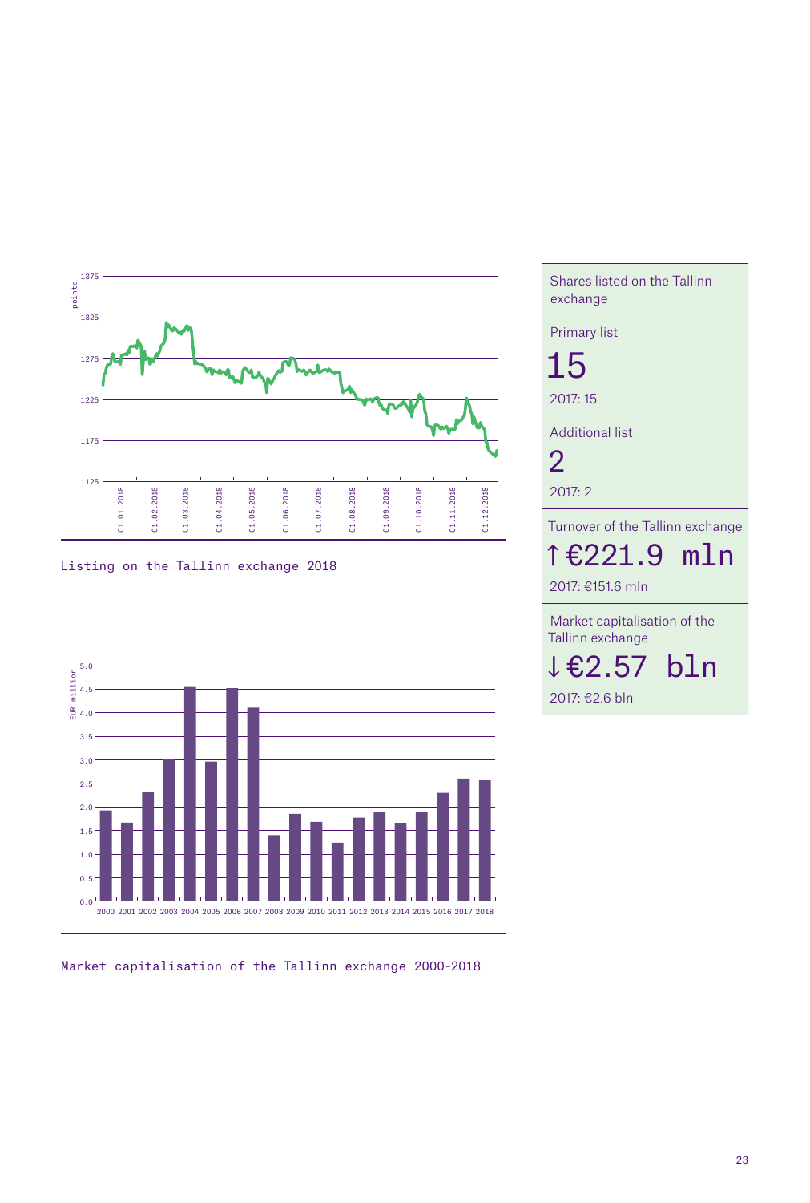points

1375

1325

1275

1225

1175

1125

01.01.2018 01.02.2018 01.03.2018 01.04.2018 01.05.2018 01.06.2018 01.07.2018 01.08.2018 01.09.2018 01.10.2018 01.11.2018 01.12.2018

Listing on the Tallinn exchange 2018

EUR million

5.0

4.5

4.0

3.5

3.0

2.5

2.0

1.5

1.0

0.5

0.0

2000 2001 2002 2003 2004 2005 2006 2007 2008 2009 2010 2011 2012 2013 2014 2015 2016 2017 2018

Market capitalisation of the Tallinn exchange 2000-2018

Shares listed on the Tallinn exchange

Primary list

15

2017: 15

Additional list

2

2017: 2

Turnover of the Tallinn exchange

↑ €221.9 mln

2017: €151.6 mln

Market capitalisation of the Tallinn exchange

↓ €2.57 bln

2017: €2.6 bln